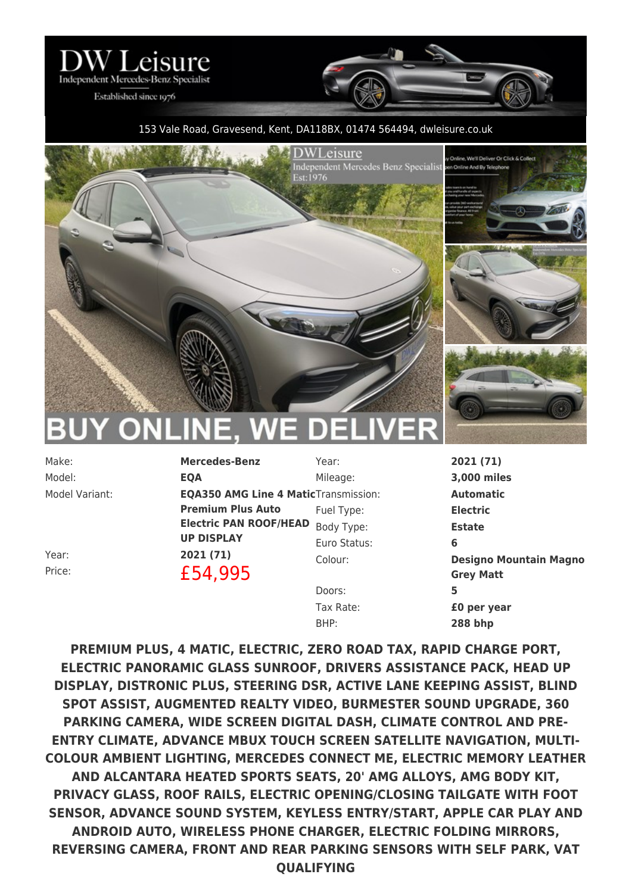# DW Leisure

Independent Mercedes-Benz Specialist

Established since 1976

153 Vale Road, Gravesend, Kent, DA118BX, 01474 564494, dwleisure.co.uk

| | |
|---|---|
| Make: | **Mercedes-Benz** |
| Model: | **EQA** |
| Model Variant: | **EQA350 AMG Line 4 Matic Premium Plus Auto Electric PAN ROOF/HEAD UP DISPLAY** |
| Year: | **2021 (71)** |
| Price: | £54,995 |

| | |
|---|---|
| Year: | **2021 (71)** |
| Mileage: | **3,000 miles** |
| Transmission: | **Automatic** |
| Fuel Type: | **Electric** |
| Body Type: | **Estate** |
| Euro Status: | **6** |
| Colour: | **Designo Mountain Magno Grey Matt** |
| Doors: | **5** |
| Tax Rate: | **£0 per year** |
| BHP: | **288 bhp** |

**PREMIUM PLUS, 4 MATIC, ELECTRIC, ZERO ROAD TAX, RAPID CHARGE PORT, ELECTRIC PANORAMIC GLASS SUNROOF, DRIVERS ASSISTANCE PACK, HEAD UP DISPLAY, DISTRONIC PLUS, STEERING DSR, ACTIVE LANE KEEPING ASSIST, BLIND SPOT ASSIST, AUGMENTED REALTY VIDEO, BURMESTER SOUND UPGRADE, 360 PARKING CAMERA, WIDE SCREEN DIGITAL DASH, CLIMATE CONTROL AND PRE-ENTRY CLIMATE, ADVANCE MBUX TOUCH SCREEN SATELLITE NAVIGATION, MULTI-COLOUR AMBIENT LIGHTING, MERCEDES CONNECT ME, ELECTRIC MEMORY LEATHER AND ALCANTARA HEATED SPORTS SEATS, 20' AMG ALLOYS, AMG BODY KIT, PRIVACY GLASS, ROOF RAILS, ELECTRIC OPENING/CLOSING TAILGATE WITH FOOT SENSOR, ADVANCE SOUND SYSTEM, KEYLESS ENTRY/START, APPLE CAR PLAY AND ANDROID AUTO, WIRELESS PHONE CHARGER, ELECTRIC FOLDING MIRRORS, REVERSING CAMERA, FRONT AND REAR PARKING SENSORS WITH SELF PARK, VAT QUALIFYING**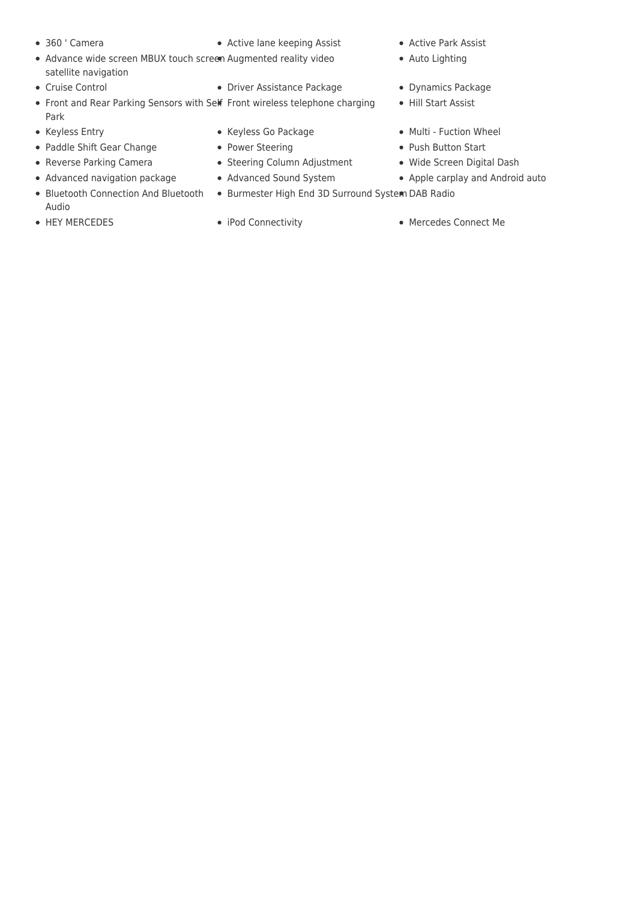- 360 ' Camera
- Active lane keeping Assist
- Active Park Assist
- Advance wide screen MBUX touch screen satellite navigation
- Augmented reality video
- Auto Lighting
- Cruise Control
- Driver Assistance Package
- Dynamics Package
- Front and Rear Parking Sensors with Self Park
- Front wireless telephone charging
- Hill Start Assist
- Keyless Entry
- Keyless Go Package
- Multi - Fuction Wheel
- Paddle Shift Gear Change
- Power Steering
- Push Button Start
- Reverse Parking Camera
- Steering Column Adjustment
- Wide Screen Digital Dash
- Advanced navigation package
- Advanced Sound System
- Apple carplay and Android auto
- Bluetooth Connection And Bluetooth Audio
- Burmester High End 3D Surround System
- DAB Radio
- HEY MERCEDES
- iPod Connectivity
- Mercedes Connect Me